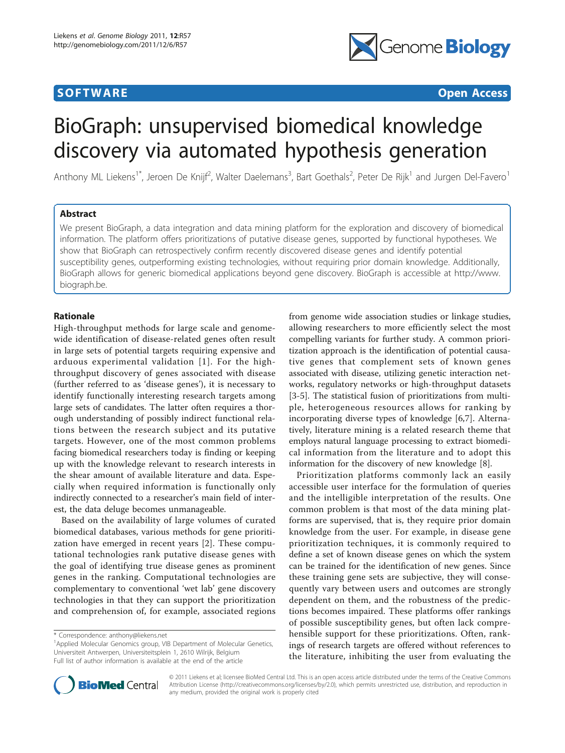SOFTWARE Open Access

# BioGraph: unsupervised biomedical knowledge discovery via automated hypothesis generation

Anthony ML Liekens[1*], Jeroen De Knijf[2], Walter Daelemans[3], Bart Goethals[2], Peter De Rijk[1] and Jurgen Del-Favero[1]

## Abstract

We present BioGraph, a data integration and data mining platform for the exploration and discovery of biomedical information. The platform offers prioritizations of putative disease genes, supported by functional hypotheses. We show that BioGraph can retrospectively confirm recently discovered disease genes and identify potential susceptibility genes, outperforming existing technologies, without requiring prior domain knowledge. Additionally, BioGraph allows for generic biomedical applications beyond gene discovery. BioGraph is accessible at http://www.biograph.be.

## Rationale

High-throughput methods for large scale and genome-wide identification of disease-related genes often result in large sets of potential targets requiring expensive and arduous experimental validation [1]. For the high-throughput discovery of genes associated with disease (further referred to as 'disease genes'), it is necessary to identify functionally interesting research targets among large sets of candidates. The latter often requires a thorough understanding of possibly indirect functional relations between the research subject and its putative targets. However, one of the most common problems facing biomedical researchers today is finding or keeping up with the knowledge relevant to research interests in the shear amount of available literature and data. Especially when required information is functionally only indirectly connected to a researcher's main field of interest, the data deluge becomes unmanageable.

Based on the availability of large volumes of curated biomedical databases, various methods for gene prioritization have emerged in recent years [2]. These computational technologies rank putative disease genes with the goal of identifying true disease genes as prominent genes in the ranking. Computational technologies are complementary to conventional 'wet lab' gene discovery technologies in that they can support the prioritization and comprehension of, for example, associated regions from genome wide association studies or linkage studies, allowing researchers to more efficiently select the most compelling variants for further study. A common prioritization approach is the identification of potential causative genes that complement sets of known genes associated with disease, utilizing genetic interaction networks, regulatory networks or high-throughput datasets [3-5]. The statistical fusion of prioritizations from multiple, heterogeneous resources allows for ranking by incorporating diverse types of knowledge [6,7]. Alternatively, literature mining is a related research theme that employs natural language processing to extract biomedical information from the literature and to adopt this information for the discovery of new knowledge [8].

Prioritization platforms commonly lack an easily accessible user interface for the formulation of queries and the intelligible interpretation of the results. One common problem is that most of the data mining platforms are supervised, that is, they require prior domain knowledge from the user. For example, in disease gene prioritization techniques, it is commonly required to define a set of known disease genes on which the system can be trained for the identification of new genes. Since these training gene sets are subjective, they will consequently vary between users and outcomes are strongly dependent on them, and the robustness of the predictions becomes impaired. These platforms offer rankings of possible susceptibility genes, but often lack comprehensible support for these prioritizations. Often, rankings of research targets are offered without references to the literature, inhibiting the user from evaluating the

\* Correspondence: anthony@liekens.net
[1]Applied Molecular Genomics group, VIB Department of Molecular Genetics, Universiteit Antwerpen, Universiteitsplein 1, 2610 Wilrijk, Belgium
Full list of author information is available at the end of the article

© 2011 Liekens et al; licensee BioMed Central Ltd. This is an open access article distributed under the terms of the Creative Commons Attribution License (http://creativecommons.org/licenses/by/2.0), which permits unrestricted use, distribution, and reproduction in any medium, provided the original work is properly cited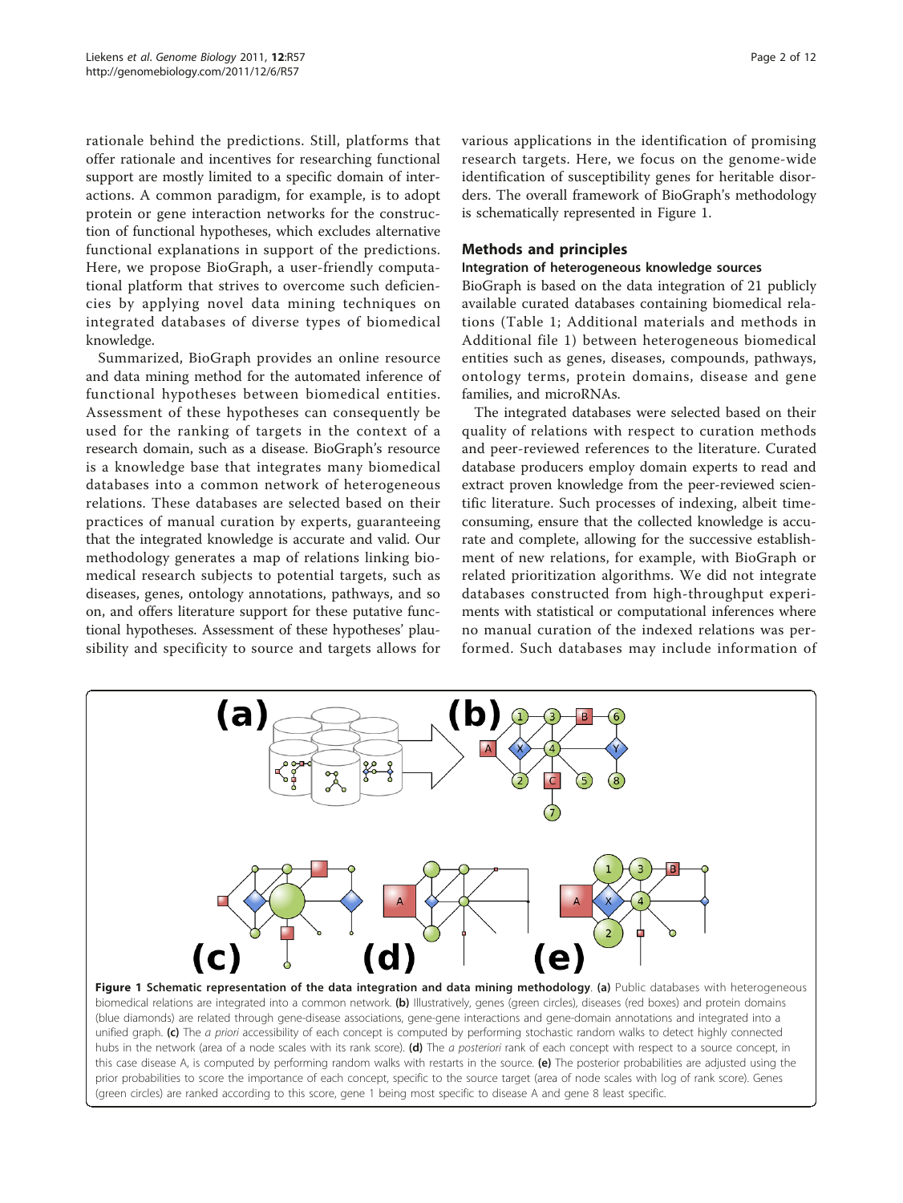rationale behind the predictions. Still, platforms that offer rationale and incentives for researching functional support are mostly limited to a specific domain of interactions. A common paradigm, for example, is to adopt protein or gene interaction networks for the construction of functional hypotheses, which excludes alternative functional explanations in support of the predictions. Here, we propose BioGraph, a user-friendly computational platform that strives to overcome such deficiencies by applying novel data mining techniques on integrated databases of diverse types of biomedical knowledge.

Summarized, BioGraph provides an online resource and data mining method for the automated inference of functional hypotheses between biomedical entities. Assessment of these hypotheses can consequently be used for the ranking of targets in the context of a research domain, such as a disease. BioGraph's resource is a knowledge base that integrates many biomedical databases into a common network of heterogeneous relations. These databases are selected based on their practices of manual curation by experts, guaranteeing that the integrated knowledge is accurate and valid. Our methodology generates a map of relations linking biomedical research subjects to potential targets, such as diseases, genes, ontology annotations, pathways, and so on, and offers literature support for these putative functional hypotheses. Assessment of these hypotheses' plausibility and specificity to source and targets allows for various applications in the identification of promising research targets. Here, we focus on the genome-wide identification of susceptibility genes for heritable disorders. The overall framework of BioGraph's methodology is schematically represented in Figure 1.

## Methods and principles

### Integration of heterogeneous knowledge sources

BioGraph is based on the data integration of 21 publicly available curated databases containing biomedical relations (Table 1; Additional materials and methods in Additional file 1) between heterogeneous biomedical entities such as genes, diseases, compounds, pathways, ontology terms, protein domains, disease and gene families, and microRNAs.

The integrated databases were selected based on their quality of relations with respect to curation methods and peer-reviewed references to the literature. Curated database producers employ domain experts to read and extract proven knowledge from the peer-reviewed scientific literature. Such processes of indexing, albeit time-consuming, ensure that the collected knowledge is accurate and complete, allowing for the successive establishment of new relations, for example, with BioGraph or related prioritization algorithms. We did not integrate databases constructed from high-throughput experiments with statistical or computational inferences where no manual curation of the indexed relations was performed. Such databases may include information of

**Figure 1 Schematic representation of the data integration and data mining methodology**. **(a)** Public databases with heterogeneous biomedical relations are integrated into a common network. **(b)** Illustratively, genes (green circles), diseases (red boxes) and protein domains (blue diamonds) are related through gene-disease associations, gene-gene interactions and gene-domain annotations and integrated into a unified graph. **(c)** The *a priori* accessibility of each concept is computed by performing stochastic random walks to detect highly connected hubs in the network (area of a node scales with its rank score). **(d)** The *a posteriori* rank of each concept with respect to a source concept, in this case disease A, is computed by performing random walks with restarts in the source. **(e)** The posterior probabilities are adjusted using the prior probabilities to score the importance of each concept, specific to the source target (area of node scales with log of rank score). Genes (green circles) are ranked according to this score, gene 1 being most specific to disease A and gene 8 least specific.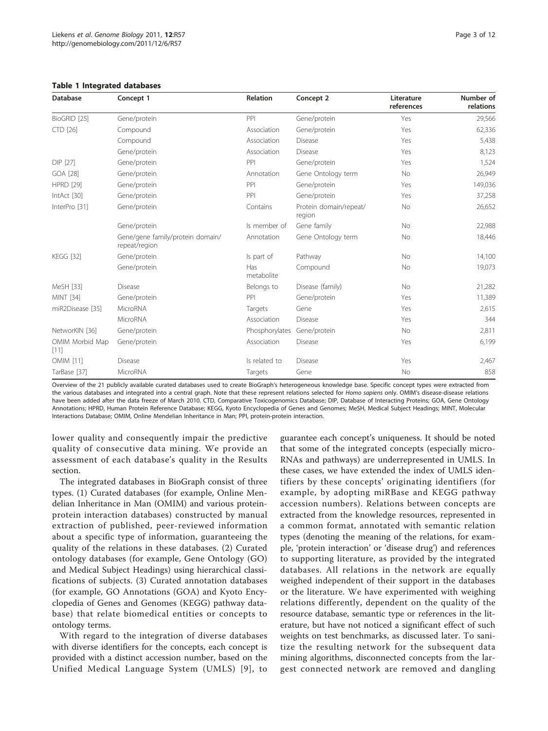**Table 1 Integrated databases**

| Database | Concept 1 | Relation | Concept 2 | Literature references | Number of relations |
|---|---|---|---|---|---|
| BioGRID [25] | Gene/protein | PPI | Gene/protein | Yes | 29,566 |
| CTD [26] | Compound | Association | Gene/protein | Yes | 62,336 |
| | Compound | Association | Disease | Yes | 5,438 |
| | Gene/protein | Association | Disease | Yes | 8,123 |
| DIP [27] | Gene/protein | PPI | Gene/protein | Yes | 1,524 |
| GOA [28] | Gene/protein | Annotation | Gene Ontology term | No | 26,949 |
| HPRD [29] | Gene/protein | PPI | Gene/protein | Yes | 149,036 |
| IntAct [30] | Gene/protein | PPI | Gene/protein | Yes | 37,258 |
| InterPro [31] | Gene/protein | Contains | Protein domain/repeat/region | No | 26,652 |
| | Gene/protein | Is member of | Gene family | No | 22,988 |
| | Gene/gene family/protein domain/repeat/region | Annotation | Gene Ontology term | No | 18,446 |
| KEGG [32] | Gene/protein | Is part of | Pathway | No | 14,100 |
| | Gene/protein | Has metabolite | Compound | No | 19,073 |
| MeSH [33] | Disease | Belongs to | Disease (family) | No | 21,282 |
| MINT [34] | Gene/protein | PPI | Gene/protein | Yes | 11,389 |
| miR2Disease [35] | MicroRNA | Targets | Gene | Yes | 2,615 |
| | MicroRNA | Association | Disease | Yes | 344 |
| NetworKIN [36] | Gene/protein | Phosphorylates | Gene/protein | No | 2,811 |
| OMIM Morbid Map [11] | Gene/protein | Association | Disease | Yes | 6,199 |
| OMIM [11] | Disease | Is related to | Disease | Yes | 2,467 |
| TarBase [37] | MicroRNA | Targets | Gene | No | 858 |

Overview of the 21 publicly available curated databases used to create BioGraph's heterogeneous knowledge base. Specific concept types were extracted from the various databases and integrated into a central graph. Note that these represent relations selected for *Homo sapiens* only. OMIM's disease-disease relations have been added after the data freeze of March 2010. CTD, Comparative Toxicogenomics Database; DIP, Database of Interacting Proteins; GOA, Gene Ontology Annotations; HPRD, Human Protein Reference Database; KEGG, Kyoto Encyclopedia of Genes and Genomes; MeSH, Medical Subject Headings; MINT, Molecular Interactions Database; OMIM, Online Mendelian Inheritance in Man; PPI, protein-protein interaction.

lower quality and consequently impair the predictive quality of consecutive data mining. We provide an assessment of each database's quality in the Results section.

The integrated databases in BioGraph consist of three types. (1) Curated databases (for example, Online Mendelian Inheritance in Man (OMIM) and various protein-protein interaction databases) constructed by manual extraction of published, peer-reviewed information about a specific type of information, guaranteeing the quality of the relations in these databases. (2) Curated ontology databases (for example, Gene Ontology (GO) and Medical Subject Headings) using hierarchical classifications of subjects. (3) Curated annotation databases (for example, GO Annotations (GOA) and Kyoto Encyclopedia of Genes and Genomes (KEGG) pathway database) that relate biomedical entities or concepts to ontology terms.

With regard to the integration of diverse databases with diverse identifiers for the concepts, each concept is provided with a distinct accession number, based on the Unified Medical Language System (UMLS) [9], to guarantee each concept's uniqueness. It should be noted that some of the integrated concepts (especially microRNAs and pathways) are underrepresented in UMLS. In these cases, we have extended the index of UMLS identifiers by these concepts' originating identifiers (for example, by adopting miRBase and KEGG pathway accession numbers). Relations between concepts are extracted from the knowledge resources, represented in a common format, annotated with semantic relation types (denoting the meaning of the relations, for example, 'protein interaction' or 'disease drug') and references to supporting literature, as provided by the integrated databases. All relations in the network are equally weighed independent of their support in the databases or the literature. We have experimented with weighing relations differently, dependent on the quality of the resource database, semantic type or references in the literature, but have not noticed a significant effect of such weights on test benchmarks, as discussed later. To sanitize the resulting network for the subsequent data mining algorithms, disconnected concepts from the largest connected network are removed and dangling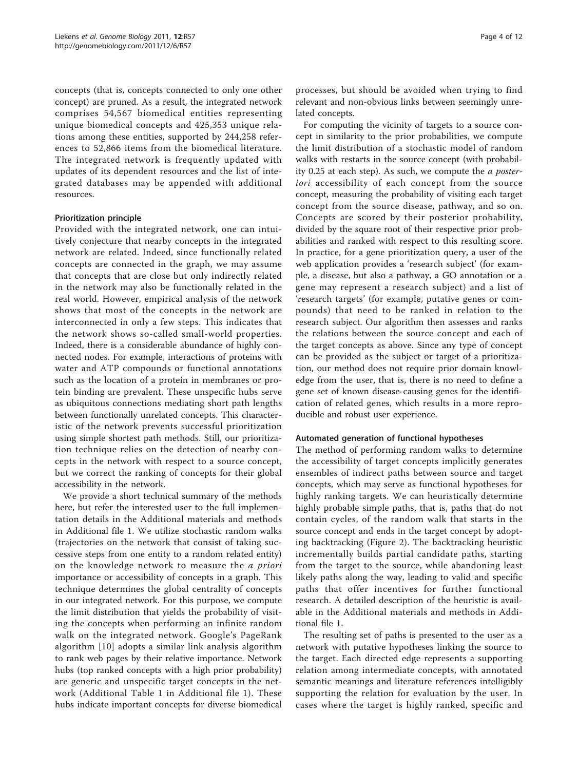concepts (that is, concepts connected to only one other concept) are pruned. As a result, the integrated network comprises 54,567 biomedical entities representing unique biomedical concepts and 425,353 unique relations among these entities, supported by 244,258 references to 52,866 items from the biomedical literature. The integrated network is frequently updated with updates of its dependent resources and the list of integrated databases may be appended with additional resources.

#### Prioritization principle

Provided with the integrated network, one can intuitively conjecture that nearby concepts in the integrated network are related. Indeed, since functionally related concepts are connected in the graph, we may assume that concepts that are close but only indirectly related in the network may also be functionally related in the real world. However, empirical analysis of the network shows that most of the concepts in the network are interconnected in only a few steps. This indicates that the network shows so-called small-world properties. Indeed, there is a considerable abundance of highly connected nodes. For example, interactions of proteins with water and ATP compounds or functional annotations such as the location of a protein in membranes or protein binding are prevalent. These unspecific hubs serve as ubiquitous connections mediating short path lengths between functionally unrelated concepts. This characteristic of the network prevents successful prioritization using simple shortest path methods. Still, our prioritization technique relies on the detection of nearby concepts in the network with respect to a source concept, but we correct the ranking of concepts for their global accessibility in the network.

We provide a short technical summary of the methods here, but refer the interested user to the full implementation details in the Additional materials and methods in Additional file 1. We utilize stochastic random walks (trajectories on the network that consist of taking successive steps from one entity to a random related entity) on the knowledge network to measure the *a priori* importance or accessibility of concepts in a graph. This technique determines the global centrality of concepts in our integrated network. For this purpose, we compute the limit distribution that yields the probability of visiting the concepts when performing an infinite random walk on the integrated network. Google's PageRank algorithm [10] adopts a similar link analysis algorithm to rank web pages by their relative importance. Network hubs (top ranked concepts with a high prior probability) are generic and unspecific target concepts in the network (Additional Table 1 in Additional file 1). These hubs indicate important concepts for diverse biomedical processes, but should be avoided when trying to find relevant and non-obvious links between seemingly unrelated concepts.

For computing the vicinity of targets to a source concept in similarity to the prior probabilities, we compute the limit distribution of a stochastic model of random walks with restarts in the source concept (with probability 0.25 at each step). As such, we compute the *a posteriori* accessibility of each concept from the source concept, measuring the probability of visiting each target concept from the source disease, pathway, and so on. Concepts are scored by their posterior probability, divided by the square root of their respective prior probabilities and ranked with respect to this resulting score. In practice, for a gene prioritization query, a user of the web application provides a 'research subject' (for example, a disease, but also a pathway, a GO annotation or a gene may represent a research subject) and a list of 'research targets' (for example, putative genes or compounds) that need to be ranked in relation to the research subject. Our algorithm then assesses and ranks the relations between the source concept and each of the target concepts as above. Since any type of concept can be provided as the subject or target of a prioritization, our method does not require prior domain knowledge from the user, that is, there is no need to define a gene set of known disease-causing genes for the identification of related genes, which results in a more reproducible and robust user experience.

#### Automated generation of functional hypotheses

The method of performing random walks to determine the accessibility of target concepts implicitly generates ensembles of indirect paths between source and target concepts, which may serve as functional hypotheses for highly ranking targets. We can heuristically determine highly probable simple paths, that is, paths that do not contain cycles, of the random walk that starts in the source concept and ends in the target concept by adopting backtracking (Figure 2). The backtracking heuristic incrementally builds partial candidate paths, starting from the target to the source, while abandoning least likely paths along the way, leading to valid and specific paths that offer incentives for further functional research. A detailed description of the heuristic is available in the Additional materials and methods in Additional file 1.

The resulting set of paths is presented to the user as a network with putative hypotheses linking the source to the target. Each directed edge represents a supporting relation among intermediate concepts, with annotated semantic meanings and literature references intelligibly supporting the relation for evaluation by the user. In cases where the target is highly ranked, specific and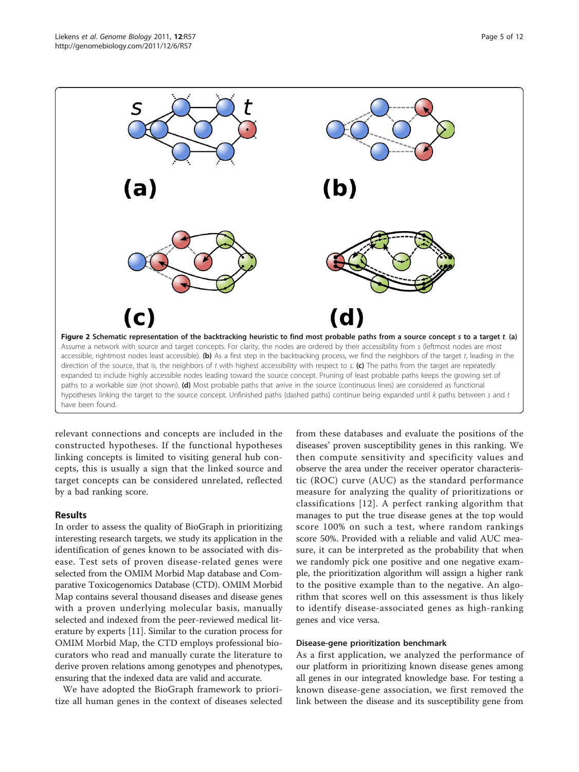**Figure 2 Schematic representation of the backtracking heuristic to find most probable paths from a source concept *s* to a target *t*.** **(a)** Assume a network with source and target concepts. For clarity, the nodes are ordered by their accessibility from *s* (leftmost nodes are most accessible, rightmost nodes least accessible). **(b)** As a first step in the backtracking process, we find the neighbors of the target *t*, leading in the direction of the source, that is, the neighbors of *t* with highest accessibility with respect to *s*. **(c)** The paths from the target are repeatedly expanded to include highly accessible nodes leading toward the source concept. Pruning of least probable paths keeps the growing set of paths to a workable size (not shown). **(d)** Most probable paths that arrive in the source (continuous lines) are considered as functional hypotheses linking the target to the source concept. Unfinished paths (dashed paths) continue being expanded until *k* paths between *s* and *t* have been found.

relevant connections and concepts are included in the constructed hypotheses. If the functional hypotheses linking concepts is limited to visiting general hub concepts, this is usually a sign that the linked source and target concepts can be considered unrelated, reflected by a bad ranking score.

## Results

In order to assess the quality of BioGraph in prioritizing interesting research targets, we study its application in the identification of genes known to be associated with disease. Test sets of proven disease-related genes were selected from the OMIM Morbid Map database and Comparative Toxicogenomics Database (CTD). OMIM Morbid Map contains several thousand diseases and disease genes with a proven underlying molecular basis, manually selected and indexed from the peer-reviewed medical literature by experts [11]. Similar to the curation process for OMIM Morbid Map, the CTD employs professional biocurators who read and manually curate the literature to derive proven relations among genotypes and phenotypes, ensuring that the indexed data are valid and accurate.

We have adopted the BioGraph framework to prioritize all human genes in the context of diseases selected from these databases and evaluate the positions of the diseases' proven susceptibility genes in this ranking. We then compute sensitivity and specificity values and observe the area under the receiver operator characteristic (ROC) curve (AUC) as the standard performance measure for analyzing the quality of prioritizations or classifications [12]. A perfect ranking algorithm that manages to put the true disease genes at the top would score 100% on such a test, where random rankings score 50%. Provided with a reliable and valid AUC measure, it can be interpreted as the probability that when we randomly pick one positive and one negative example, the prioritization algorithm will assign a higher rank to the positive example than to the negative. An algorithm that scores well on this assessment is thus likely to identify disease-associated genes as high-ranking genes and vice versa.

### Disease-gene prioritization benchmark

As a first application, we analyzed the performance of our platform in prioritizing known disease genes among all genes in our integrated knowledge base. For testing a known disease-gene association, we first removed the link between the disease and its susceptibility gene from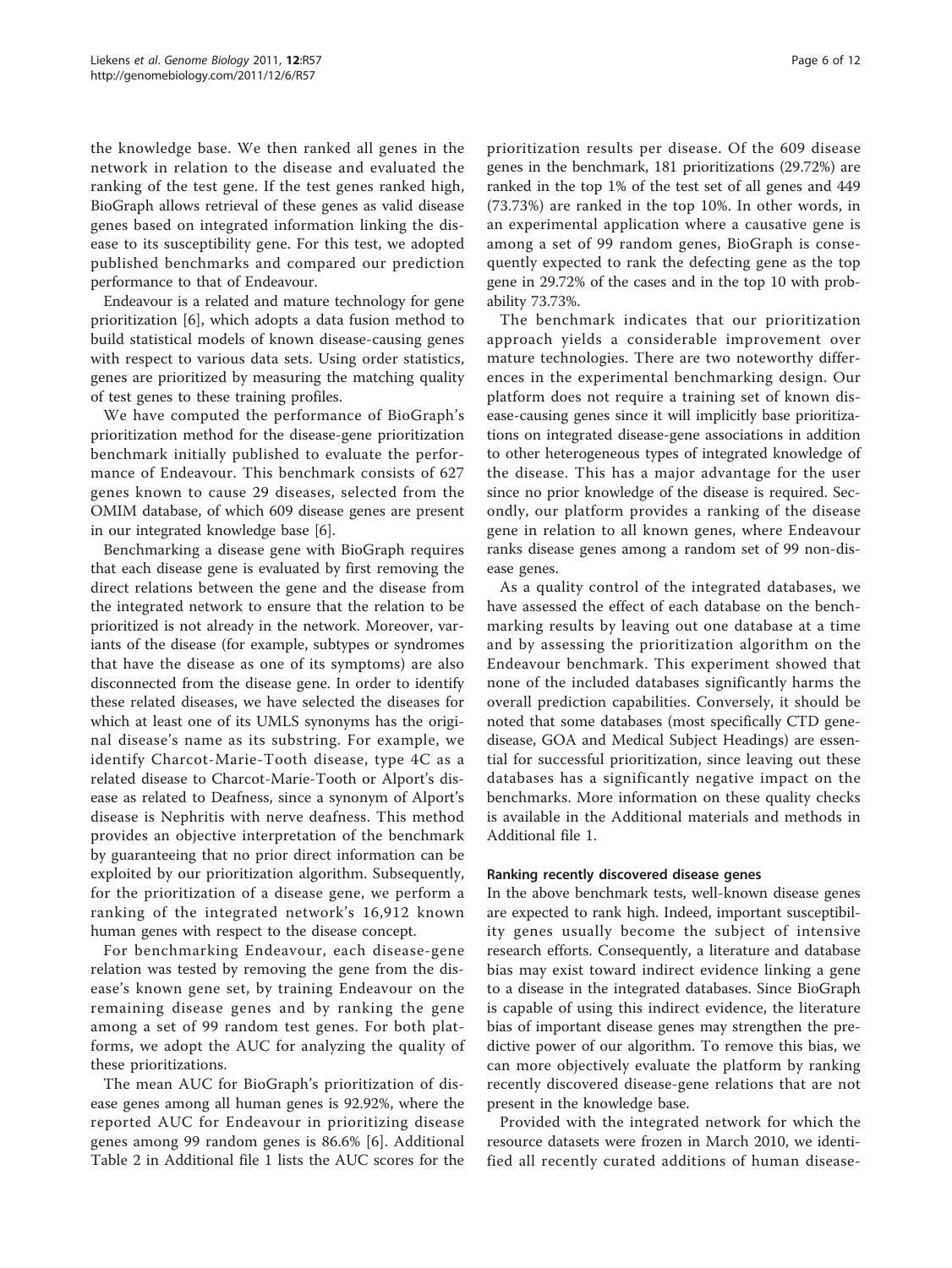the knowledge base. We then ranked all genes in the network in relation to the disease and evaluated the ranking of the test gene. If the test genes ranked high, BioGraph allows retrieval of these genes as valid disease genes based on integrated information linking the disease to its susceptibility gene. For this test, we adopted published benchmarks and compared our prediction performance to that of Endeavour.

Endeavour is a related and mature technology for gene prioritization [6], which adopts a data fusion method to build statistical models of known disease-causing genes with respect to various data sets. Using order statistics, genes are prioritized by measuring the matching quality of test genes to these training profiles.

We have computed the performance of BioGraph's prioritization method for the disease-gene prioritization benchmark initially published to evaluate the performance of Endeavour. This benchmark consists of 627 genes known to cause 29 diseases, selected from the OMIM database, of which 609 disease genes are present in our integrated knowledge base [6].

Benchmarking a disease gene with BioGraph requires that each disease gene is evaluated by first removing the direct relations between the gene and the disease from the integrated network to ensure that the relation to be prioritized is not already in the network. Moreover, variants of the disease (for example, subtypes or syndromes that have the disease as one of its symptoms) are also disconnected from the disease gene. In order to identify these related diseases, we have selected the diseases for which at least one of its UMLS synonyms has the original disease's name as its substring. For example, we identify Charcot-Marie-Tooth disease, type 4C as a related disease to Charcot-Marie-Tooth or Alport's disease as related to Deafness, since a synonym of Alport's disease is Nephritis with nerve deafness. This method provides an objective interpretation of the benchmark by guaranteeing that no prior direct information can be exploited by our prioritization algorithm. Subsequently, for the prioritization of a disease gene, we perform a ranking of the integrated network's 16,912 known human genes with respect to the disease concept.

For benchmarking Endeavour, each disease-gene relation was tested by removing the gene from the disease's known gene set, by training Endeavour on the remaining disease genes and by ranking the gene among a set of 99 random test genes. For both platforms, we adopt the AUC for analyzing the quality of these prioritizations.

The mean AUC for BioGraph's prioritization of disease genes among all human genes is 92.92%, where the reported AUC for Endeavour in prioritizing disease genes among 99 random genes is 86.6% [6]. Additional Table 2 in Additional file 1 lists the AUC scores for the prioritization results per disease. Of the 609 disease genes in the benchmark, 181 prioritizations (29.72%) are ranked in the top 1% of the test set of all genes and 449 (73.73%) are ranked in the top 10%. In other words, in an experimental application where a causative gene is among a set of 99 random genes, BioGraph is consequently expected to rank the defecting gene as the top gene in 29.72% of the cases and in the top 10 with probability 73.73%.

The benchmark indicates that our prioritization approach yields a considerable improvement over mature technologies. There are two noteworthy differences in the experimental benchmarking design. Our platform does not require a training set of known disease-causing genes since it will implicitly base prioritizations on integrated disease-gene associations in addition to other heterogeneous types of integrated knowledge of the disease. This has a major advantage for the user since no prior knowledge of the disease is required. Secondly, our platform provides a ranking of the disease gene in relation to all known genes, where Endeavour ranks disease genes among a random set of 99 non-disease genes.

As a quality control of the integrated databases, we have assessed the effect of each database on the benchmarking results by leaving out one database at a time and by assessing the prioritization algorithm on the Endeavour benchmark. This experiment showed that none of the included databases significantly harms the overall prediction capabilities. Conversely, it should be noted that some databases (most specifically CTD gene-disease, GOA and Medical Subject Headings) are essential for successful prioritization, since leaving out these databases has a significantly negative impact on the benchmarks. More information on these quality checks is available in the Additional materials and methods in Additional file 1.

#### Ranking recently discovered disease genes

In the above benchmark tests, well-known disease genes are expected to rank high. Indeed, important susceptibility genes usually become the subject of intensive research efforts. Consequently, a literature and database bias may exist toward indirect evidence linking a gene to a disease in the integrated databases. Since BioGraph is capable of using this indirect evidence, the literature bias of important disease genes may strengthen the predictive power of our algorithm. To remove this bias, we can more objectively evaluate the platform by ranking recently discovered disease-gene relations that are not present in the knowledge base.

Provided with the integrated network for which the resource datasets were frozen in March 2010, we identified all recently curated additions of human disease-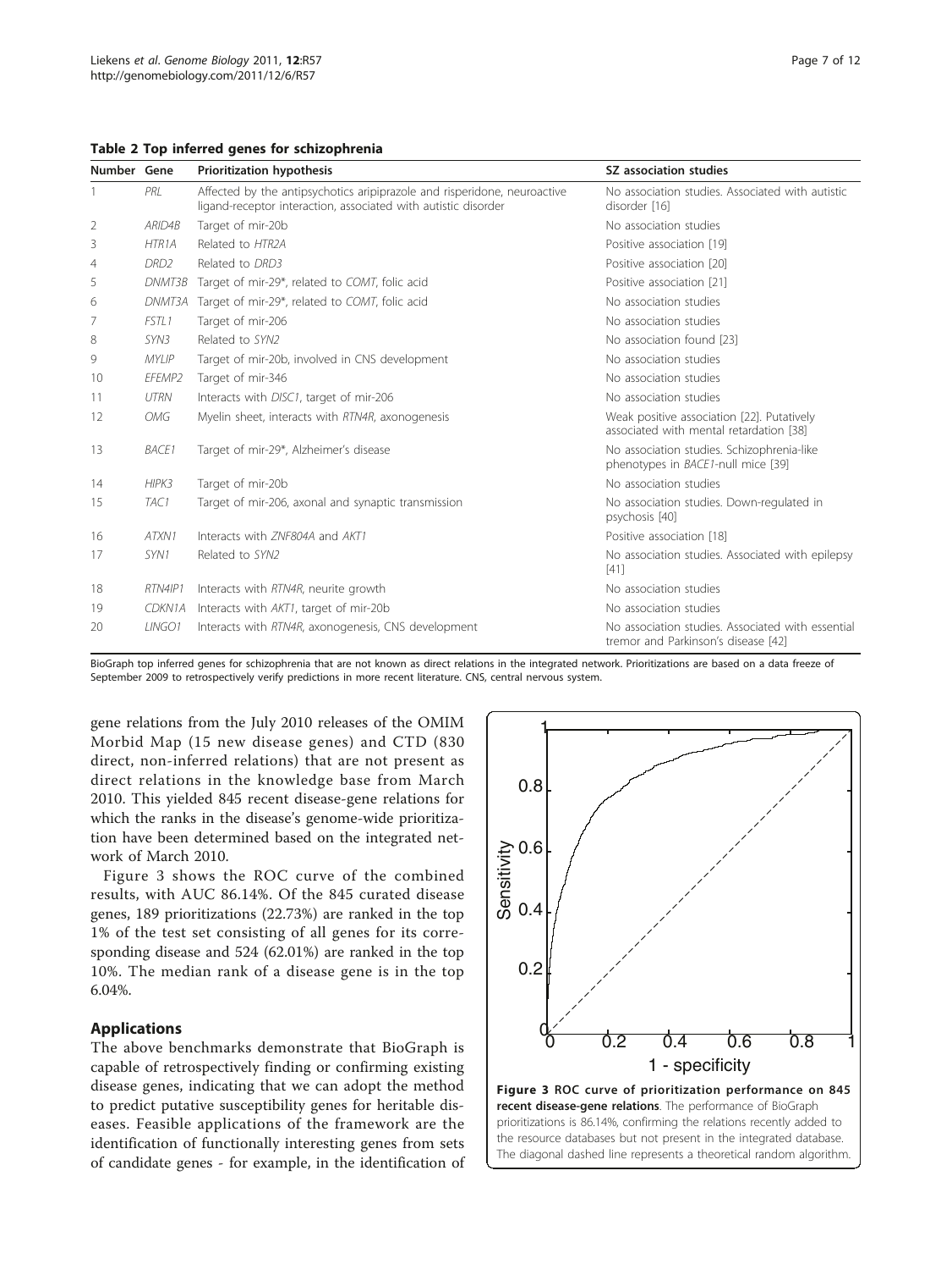**Table 2 Top inferred genes for schizophrenia**

| Number | Gene | Prioritization hypothesis | SZ association studies |
|---|---|---|---|
| 1 | *PRL* | Affected by the antipsychotics aripiprazole and risperidone, neuroactive ligand-receptor interaction, associated with autistic disorder | No association studies. Associated with autistic disorder [16] |
| 2 | *ARID4B* | Target of mir-20b | No association studies |
| 3 | *HTR1A* | Related to *HTR2A* | Positive association [19] |
| 4 | *DRD2* | Related to *DRD3* | Positive association [20] |
| 5 | *DNMT3B* | Target of mir-29*, related to *COMT*, folic acid | Positive association [21] |
| 6 | *DNMT3A* | Target of mir-29*, related to *COMT*, folic acid | No association studies |
| 7 | *FSTL1* | Target of mir-206 | No association studies |
| 8 | *SYN3* | Related to *SYN2* | No association found [23] |
| 9 | *MYLIP* | Target of mir-20b, involved in CNS development | No association studies |
| 10 | *EFEMP2* | Target of mir-346 | No association studies |
| 11 | *UTRN* | Interacts with *DISC1*, target of mir-206 | No association studies |
| 12 | *OMG* | Myelin sheet, interacts with *RTN4R*, axonogenesis | Weak positive association [22]. Putatively associated with mental retardation [38] |
| 13 | *BACE1* | Target of mir-29*, Alzheimer's disease | No association studies. Schizophrenia-like phenotypes in *BACE1*-null mice [39] |
| 14 | *HIPK3* | Target of mir-20b | No association studies |
| 15 | *TAC1* | Target of mir-206, axonal and synaptic transmission | No association studies. Down-regulated in psychosis [40] |
| 16 | *ATXN1* | Interacts with *ZNF804A* and *AKT1* | Positive association [18] |
| 17 | *SYN1* | Related to *SYN2* | No association studies. Associated with epilepsy [41] |
| 18 | *RTN4IP1* | Interacts with *RTN4R*, neurite growth | No association studies |
| 19 | *CDKN1A* | Interacts with *AKT1*, target of mir-20b | No association studies |
| 20 | *LINGO1* | Interacts with *RTN4R*, axonogenesis, CNS development | No association studies. Associated with essential tremor and Parkinson's disease [42] |

BioGraph top inferred genes for schizophrenia that are not known as direct relations in the integrated network. Prioritizations are based on a data freeze of September 2009 to retrospectively verify predictions in more recent literature. CNS, central nervous system.

gene relations from the July 2010 releases of the OMIM Morbid Map (15 new disease genes) and CTD (830 direct, non-inferred relations) that are not present as direct relations in the knowledge base from March 2010. This yielded 845 recent disease-gene relations for which the ranks in the disease's genome-wide prioritization have been determined based on the integrated network of March 2010.

Figure 3 shows the ROC curve of the combined results, with AUC 86.14%. Of the 845 curated disease genes, 189 prioritizations (22.73%) are ranked in the top 1% of the test set consisting of all genes for its corresponding disease and 524 (62.01%) are ranked in the top 10%. The median rank of a disease gene is in the top 6.04%.

## Applications

The above benchmarks demonstrate that BioGraph is capable of retrospectively finding or confirming existing disease genes, indicating that we can adopt the method to predict putative susceptibility genes for heritable diseases. Feasible applications of the framework are the identification of functionally interesting genes from sets of candidate genes - for example, in the identification of

**Figure 3 ROC curve of prioritization performance on 845 recent disease-gene relations**. The performance of BioGraph prioritizations is 86.14%, confirming the relations recently added to the resource databases but not present in the integrated database. The diagonal dashed line represents a theoretical random algorithm.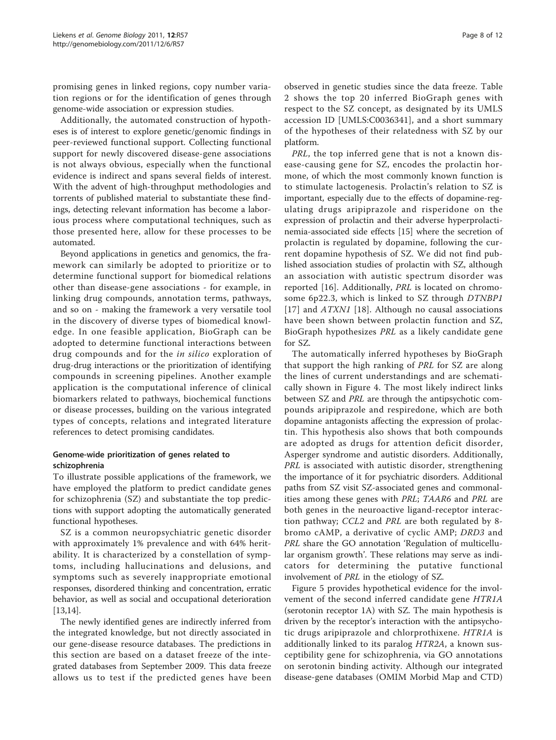promising genes in linked regions, copy number variation regions or for the identification of genes through genome-wide association or expression studies.

Additionally, the automated construction of hypotheses is of interest to explore genetic/genomic findings in peer-reviewed functional support. Collecting functional support for newly discovered disease-gene associations is not always obvious, especially when the functional evidence is indirect and spans several fields of interest. With the advent of high-throughput methodologies and torrents of published material to substantiate these findings, detecting relevant information has become a laborious process where computational techniques, such as those presented here, allow for these processes to be automated.

Beyond applications in genetics and genomics, the framework can similarly be adopted to prioritize or to determine functional support for biomedical relations other than disease-gene associations - for example, in linking drug compounds, annotation terms, pathways, and so on - making the framework a very versatile tool in the discovery of diverse types of biomedical knowledge. In one feasible application, BioGraph can be adopted to determine functional interactions between drug compounds and for the *in silico* exploration of drug-drug interactions or the prioritization of identifying compounds in screening pipelines. Another example application is the computational inference of clinical biomarkers related to pathways, biochemical functions or disease processes, building on the various integrated types of concepts, relations and integrated literature references to detect promising candidates.

### Genome-wide prioritization of genes related to schizophrenia

To illustrate possible applications of the framework, we have employed the platform to predict candidate genes for schizophrenia (SZ) and substantiate the top predictions with support adopting the automatically generated functional hypotheses.

SZ is a common neuropsychiatric genetic disorder with approximately 1% prevalence and with 64% heritability. It is characterized by a constellation of symptoms, including hallucinations and delusions, and symptoms such as severely inappropriate emotional responses, disordered thinking and concentration, erratic behavior, as well as social and occupational deterioration [13,14].

The newly identified genes are indirectly inferred from the integrated knowledge, but not directly associated in our gene-disease resource databases. The predictions in this section are based on a dataset freeze of the integrated databases from September 2009. This data freeze allows us to test if the predicted genes have been observed in genetic studies since the data freeze. Table 2 shows the top 20 inferred BioGraph genes with respect to the SZ concept, as designated by its UMLS accession ID [UMLS:C0036341], and a short summary of the hypotheses of their relatedness with SZ by our platform.

*PRL*, the top inferred gene that is not a known disease-causing gene for SZ, encodes the prolactin hormone, of which the most commonly known function is to stimulate lactogenesis. Prolactin's relation to SZ is important, especially due to the effects of dopamine-regulating drugs aripiprazole and risperidone on the expression of prolactin and their adverse hyperprolactinemia-associated side effects [15] where the secretion of prolactin is regulated by dopamine, following the current dopamine hypothesis of SZ. We did not find published association studies of prolactin with SZ, although an association with autistic spectrum disorder was reported [16]. Additionally, *PRL* is located on chromosome 6p22.3, which is linked to SZ through *DTNBP1* [17] and *ATXN1* [18]. Although no causal associations have been shown between prolactin function and SZ, BioGraph hypothesizes *PRL* as a likely candidate gene for SZ.

The automatically inferred hypotheses by BioGraph that support the high ranking of *PRL* for SZ are along the lines of current understandings and are schematically shown in Figure 4. The most likely indirect links between SZ and *PRL* are through the antipsychotic compounds aripiprazole and respiredone, which are both dopamine antagonists affecting the expression of prolactin. This hypothesis also shows that both compounds are adopted as drugs for attention deficit disorder, Asperger syndrome and autistic disorders. Additionally, *PRL* is associated with autistic disorder, strengthening the importance of it for psychiatric disorders. Additional paths from SZ visit SZ-associated genes and commonalities among these genes with *PRL*; *TAAR6* and *PRL* are both genes in the neuroactive ligand-receptor interaction pathway; *CCL2* and *PRL* are both regulated by 8-bromo cAMP, a derivative of cyclic AMP; *DRD3* and *PRL* share the GO annotation 'Regulation of multicellular organism growth'. These relations may serve as indicators for determining the putative functional involvement of *PRL* in the etiology of SZ.

Figure 5 provides hypothetical evidence for the involvement of the second inferred candidate gene *HTR1A* (serotonin receptor 1A) with SZ. The main hypothesis is driven by the receptor's interaction with the antipsychotic drugs aripiprazole and chlorprothixene. *HTR1A* is additionally linked to its paralog *HTR2A*, a known susceptibility gene for schizophrenia, via GO annotations on serotonin binding activity. Although our integrated disease-gene databases (OMIM Morbid Map and CTD)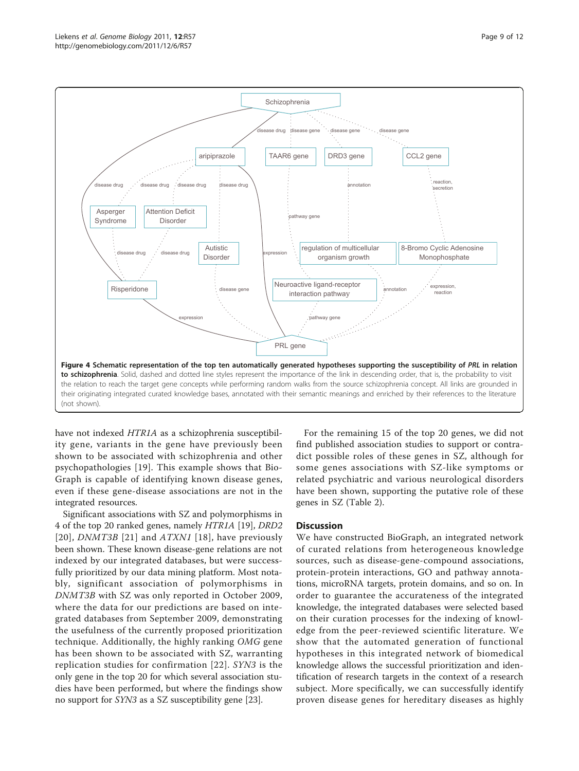**Figure 4 Schematic representation of the top ten automatically generated hypotheses supporting the susceptibility of *PRL* in relation to schizophrenia**. Solid, dashed and dotted line styles represent the importance of the link in descending order, that is, the probability to visit the relation to reach the target gene concepts while performing random walks from the source schizophrenia concept. All links are grounded in their originating integrated curated knowledge bases, annotated with their semantic meanings and enriched by their references to the literature (not shown).

have not indexed *HTR1A* as a schizophrenia susceptibility gene, variants in the gene have previously been shown to be associated with schizophrenia and other psychopathologies [19]. This example shows that BioGraph is capable of identifying known disease genes, even if these gene-disease associations are not in the integrated resources.

Significant associations with SZ and polymorphisms in 4 of the top 20 ranked genes, namely *HTR1A* [19], *DRD2* [20], *DNMT3B* [21] and *ATXN1* [18], have previously been shown. These known disease-gene relations are not indexed by our integrated databases, but were successfully prioritized by our data mining platform. Most notably, significant association of polymorphisms in *DNMT3B* with SZ was only reported in October 2009, where the data for our predictions are based on integrated databases from September 2009, demonstrating the usefulness of the currently proposed prioritization technique. Additionally, the highly ranking *OMG* gene has been shown to be associated with SZ, warranting replication studies for confirmation [22]. *SYN3* is the only gene in the top 20 for which several association studies have been performed, but where the findings show no support for *SYN3* as a SZ susceptibility gene [23].

For the remaining 15 of the top 20 genes, we did not find published association studies to support or contradict possible roles of these genes in SZ, although for some genes associations with SZ-like symptoms or related psychiatric and various neurological disorders have been shown, supporting the putative role of these genes in SZ (Table 2).

## Discussion

We have constructed BioGraph, an integrated network of curated relations from heterogeneous knowledge sources, such as disease-gene-compound associations, protein-protein interactions, GO and pathway annotations, microRNA targets, protein domains, and so on. In order to guarantee the accurateness of the integrated knowledge, the integrated databases were selected based on their curation processes for the indexing of knowledge from the peer-reviewed scientific literature. We show that the automated generation of functional hypotheses in this integrated network of biomedical knowledge allows the successful prioritization and identification of research targets in the context of a research subject. More specifically, we can successfully identify proven disease genes for hereditary diseases as highly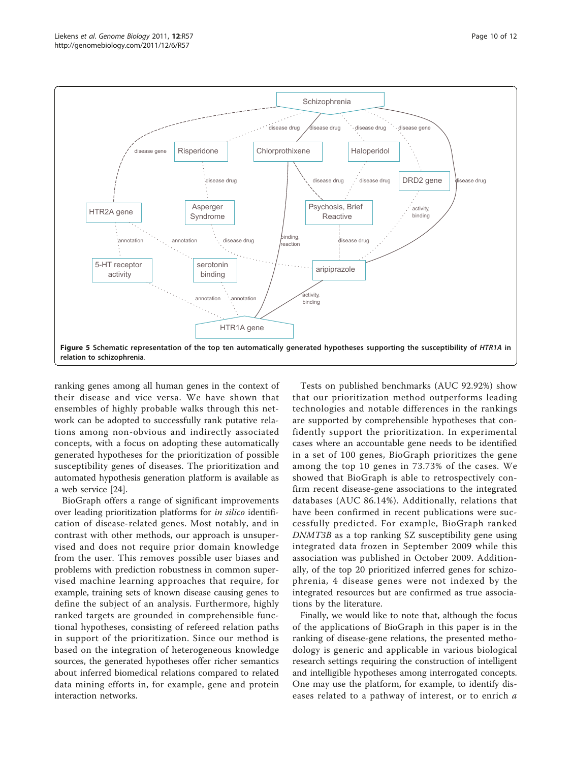**Figure 5 Schematic representation of the top ten automatically generated hypotheses supporting the susceptibility of *HTR1A* in relation to schizophrenia**.

ranking genes among all human genes in the context of their disease and vice versa. We have shown that ensembles of highly probable walks through this network can be adopted to successfully rank putative relations among non-obvious and indirectly associated concepts, with a focus on adopting these automatically generated hypotheses for the prioritization of possible susceptibility genes of diseases. The prioritization and automated hypothesis generation platform is available as a web service [24].

BioGraph offers a range of significant improvements over leading prioritization platforms for *in silico* identification of disease-related genes. Most notably, and in contrast with other methods, our approach is unsupervised and does not require prior domain knowledge from the user. This removes possible user biases and problems with prediction robustness in common supervised machine learning approaches that require, for example, training sets of known disease causing genes to define the subject of an analysis. Furthermore, highly ranked targets are grounded in comprehensible functional hypotheses, consisting of refereed relation paths in support of the prioritization. Since our method is based on the integration of heterogeneous knowledge sources, the generated hypotheses offer richer semantics about inferred biomedical relations compared to related data mining efforts in, for example, gene and protein interaction networks.

Tests on published benchmarks (AUC 92.92%) show that our prioritization method outperforms leading technologies and notable differences in the rankings are supported by comprehensible hypotheses that confidently support the prioritization. In experimental cases where an accountable gene needs to be identified in a set of 100 genes, BioGraph prioritizes the gene among the top 10 genes in 73.73% of the cases. We showed that BioGraph is able to retrospectively confirm recent disease-gene associations to the integrated databases (AUC 86.14%). Additionally, relations that have been confirmed in recent publications were successfully predicted. For example, BioGraph ranked *DNMT3B* as a top ranking SZ susceptibility gene using integrated data frozen in September 2009 while this association was published in October 2009. Additionally, of the top 20 prioritized inferred genes for schizophrenia, 4 disease genes were not indexed by the integrated resources but are confirmed as true associations by the literature.

Finally, we would like to note that, although the focus of the applications of BioGraph in this paper is in the ranking of disease-gene relations, the presented methodology is generic and applicable in various biological research settings requiring the construction of intelligent and intelligible hypotheses among interrogated concepts. One may use the platform, for example, to identify diseases related to a pathway of interest, or to enrich *a*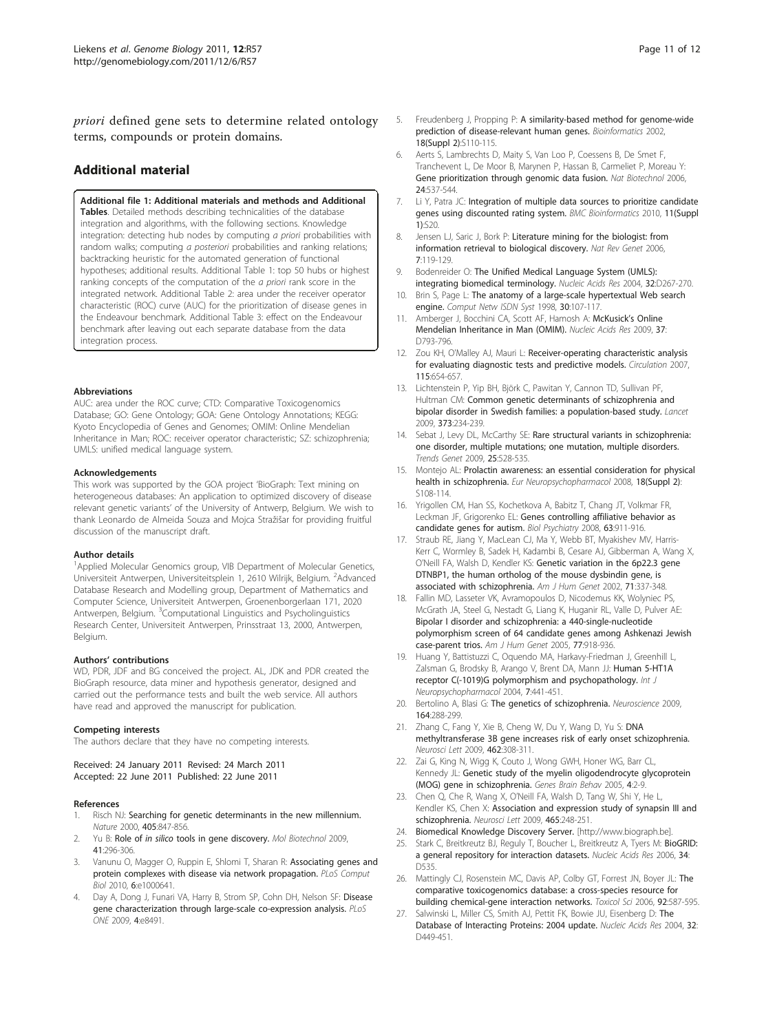*priori* defined gene sets to determine related ontology terms, compounds or protein domains.

## Additional material

**Additional file 1: Additional materials and methods and Additional Tables**. Detailed methods describing technicalities of the database integration and algorithms, with the following sections. Knowledge integration: detecting hub nodes by computing *a priori* probabilities with random walks; computing *a posteriori* probabilities and ranking relations; backtracking heuristic for the automated generation of functional hypotheses; additional results. Additional Table 1: top 50 hubs or highest ranking concepts of the computation of the *a priori* rank score in the integrated network. Additional Table 2: area under the receiver operator characteristic (ROC) curve (AUC) for the prioritization of disease genes in the Endeavour benchmark. Additional Table 3: effect on the Endeavour benchmark after leaving out each separate database from the data integration process.

#### Abbreviations

AUC: area under the ROC curve; CTD: Comparative Toxicogenomics Database; GO: Gene Ontology; GOA: Gene Ontology Annotations; KEGG: Kyoto Encyclopedia of Genes and Genomes; OMIM: Online Mendelian Inheritance in Man; ROC: receiver operator characteristic; SZ: schizophrenia; UMLS: unified medical language system.

#### Acknowledgements

This work was supported by the GOA project 'BioGraph: Text mining on heterogeneous databases: An application to optimized discovery of disease relevant genetic variants' of the University of Antwerp, Belgium. We wish to thank Leonardo de Almeida Souza and Mojca Stražišar for providing fruitful discussion of the manuscript draft.

#### Author details

[1]Applied Molecular Genomics group, VIB Department of Molecular Genetics, Universiteit Antwerpen, Universiteitsplein 1, 2610 Wilrijk, Belgium. [2]Advanced Database Research and Modelling group, Department of Mathematics and Computer Science, Universiteit Antwerpen, Groenenborgerlaan 171, 2020 Antwerpen, Belgium. [3]Computational Linguistics and Psycholinguistics Research Center, Universiteit Antwerpen, Prinsstraat 13, 2000, Antwerpen, Belgium.

#### Authors' contributions

WD, PDR, JDF and BG conceived the project. AL, JDK and PDR created the BioGraph resource, data miner and hypothesis generator, designed and carried out the performance tests and built the web service. All authors have read and approved the manuscript for publication.

#### Competing interests

The authors declare that they have no competing interests.

Received: 24 January 2011 Revised: 24 March 2011
Accepted: 22 June 2011 Published: 22 June 2011

#### References

1. Risch NJ: **Searching for genetic determinants in the new millennium.** *Nature* 2000, **405**:847-856.
2. Yu B: **Role of *in silico* tools in gene discovery.** *Mol Biotechnol* 2009, **41**:296-306.
3. Vanunu O, Magger O, Ruppin E, Shlomi T, Sharan R: **Associating genes and protein complexes with disease via network propagation.** *PLoS Comput Biol* 2010, **6**:e1000641.
4. Day A, Dong J, Funari VA, Harry B, Strom SP, Cohn DH, Nelson SF: **Disease gene characterization through large-scale co-expression analysis.** *PLoS ONE* 2009, **4**:e8491.
5. Freudenberg J, Propping P: **A similarity-based method for genome-wide prediction of disease-relevant human genes.** *Bioinformatics* 2002, **18(Suppl 2)**:S110-115.
6. Aerts S, Lambrechts D, Maity S, Van Loo P, Coessens B, De Smet F, Tranchevent L, De Moor B, Marynen P, Hassan B, Carmeliet P, Moreau Y: **Gene prioritization through genomic data fusion.** *Nat Biotechnol* 2006, **24**:537-544.
7. Li Y, Patra JC: **Integration of multiple data sources to prioritize candidate genes using discounted rating system.** *BMC Bioinformatics* 2010, **11(Suppl 1)**:S20.
8. Jensen LJ, Saric J, Bork P: **Literature mining for the biologist: from information retrieval to biological discovery.** *Nat Rev Genet* 2006, **7**:119-129.
9. Bodenreider O: **The Unified Medical Language System (UMLS): integrating biomedical terminology.** *Nucleic Acids Res* 2004, **32**:D267-270.
10. Brin S, Page L: **The anatomy of a large-scale hypertextual Web search engine.** *Comput Netw ISDN Syst* 1998, **30**:107-117.
11. Amberger J, Bocchini CA, Scott AF, Hamosh A: **McKusick's Online Mendelian Inheritance in Man (OMIM).** *Nucleic Acids Res* 2009, **37**:D793-796.
12. Zou KH, O'Malley AJ, Mauri L: **Receiver-operating characteristic analysis for evaluating diagnostic tests and predictive models.** *Circulation* 2007, **115**:654-657.
13. Lichtenstein P, Yip BH, Björk C, Pawitan Y, Cannon TD, Sullivan PF, Hultman CM: **Common genetic determinants of schizophrenia and bipolar disorder in Swedish families: a population-based study.** *Lancet* 2009, **373**:234-239.
14. Sebat J, Levy DL, McCarthy SE: **Rare structural variants in schizophrenia: one disorder, multiple mutations; one mutation, multiple disorders.** *Trends Genet* 2009, **25**:528-535.
15. Montejo AL: **Prolactin awareness: an essential consideration for physical health in schizophrenia.** *Eur Neuropsychopharmacol* 2008, **18(Suppl 2)**:S108-114.
16. Yrigollen CM, Han SS, Kochetkova A, Babitz T, Chang JT, Volkmar FR, Leckman JF, Grigorenko EL: **Genes controlling affiliative behavior as candidate genes for autism.** *Biol Psychiatry* 2008, **63**:911-916.
17. Straub RE, Jiang Y, MacLean CJ, Ma Y, Webb BT, Myakishev MV, Harris-Kerr C, Wormley B, Sadek H, Kadambi B, Cesare AJ, Gibberman A, Wang X, O'Neill FA, Walsh D, Kendler KS: **Genetic variation in the 6p22.3 gene DTNBP1, the human ortholog of the mouse dysbindin gene, is associated with schizophrenia.** *Am J Hum Genet* 2002, **71**:337-348.
18. Fallin MD, Lasseter VK, Avramopoulos D, Nicodemus KK, Wolyniec PS, McGrath JA, Steel G, Nestadt G, Liang K, Huganir RL, Valle D, Pulver AE: **Bipolar I disorder and schizophrenia: a 440-single-nucleotide polymorphism screen of 64 candidate genes among Ashkenazi Jewish case-parent trios.** *Am J Hum Genet* 2005, **77**:918-936.
19. Huang Y, Battistuzzi C, Oquendo MA, Harkavy-Friedman J, Greenhill L, Zalsman G, Brodsky B, Arango V, Brent DA, Mann JJ: **Human 5-HT1A receptor C(-1019)G polymorphism and psychopathology.** *Int J Neuropsychopharmacol* 2004, **7**:441-451.
20. Bertolino A, Blasi G: **The genetics of schizophrenia.** *Neuroscience* 2009, **164**:288-299.
21. Zhang C, Fang Y, Xie B, Cheng W, Du Y, Wang D, Yu S: **DNA methyltransferase 3B gene increases risk of early onset schizophrenia.** *Neurosci Lett* 2009, **462**:308-311.
22. Zai G, King N, Wigg K, Couto J, Wong GWH, Honer WG, Barr CL, Kennedy JL: **Genetic study of the myelin oligodendrocyte glycoprotein (MOG) gene in schizophrenia.** *Genes Brain Behav* 2005, **4**:2-9.
23. Chen Q, Che R, Wang X, O'Neill FA, Walsh D, Tang W, Shi Y, He L, Kendler KS, Chen X: **Association and expression study of synapsin III and schizophrenia.** *Neurosci Lett* 2009, **465**:248-251.
24. Biomedical Knowledge Discovery Server. [http://www.biograph.be].
25. Stark C, Breitkreutz BJ, Reguly T, Boucher L, Breitkreutz A, Tyers M: **BioGRID: a general repository for interaction datasets.** *Nucleic Acids Res* 2006, **34**:D535.
26. Mattingly CJ, Rosenstein MC, Davis AP, Colby GT, Forrest JN, Boyer JL: **The comparative toxicogenomics database: a cross-species resource for building chemical-gene interaction networks.** *Toxicol Sci* 2006, **92**:587-595.
27. Salwinski L, Miller CS, Smith AJ, Pettit FK, Bowie JU, Eisenberg D: **The Database of Interacting Proteins: 2004 update.** *Nucleic Acids Res* 2004, **32**:D449-451.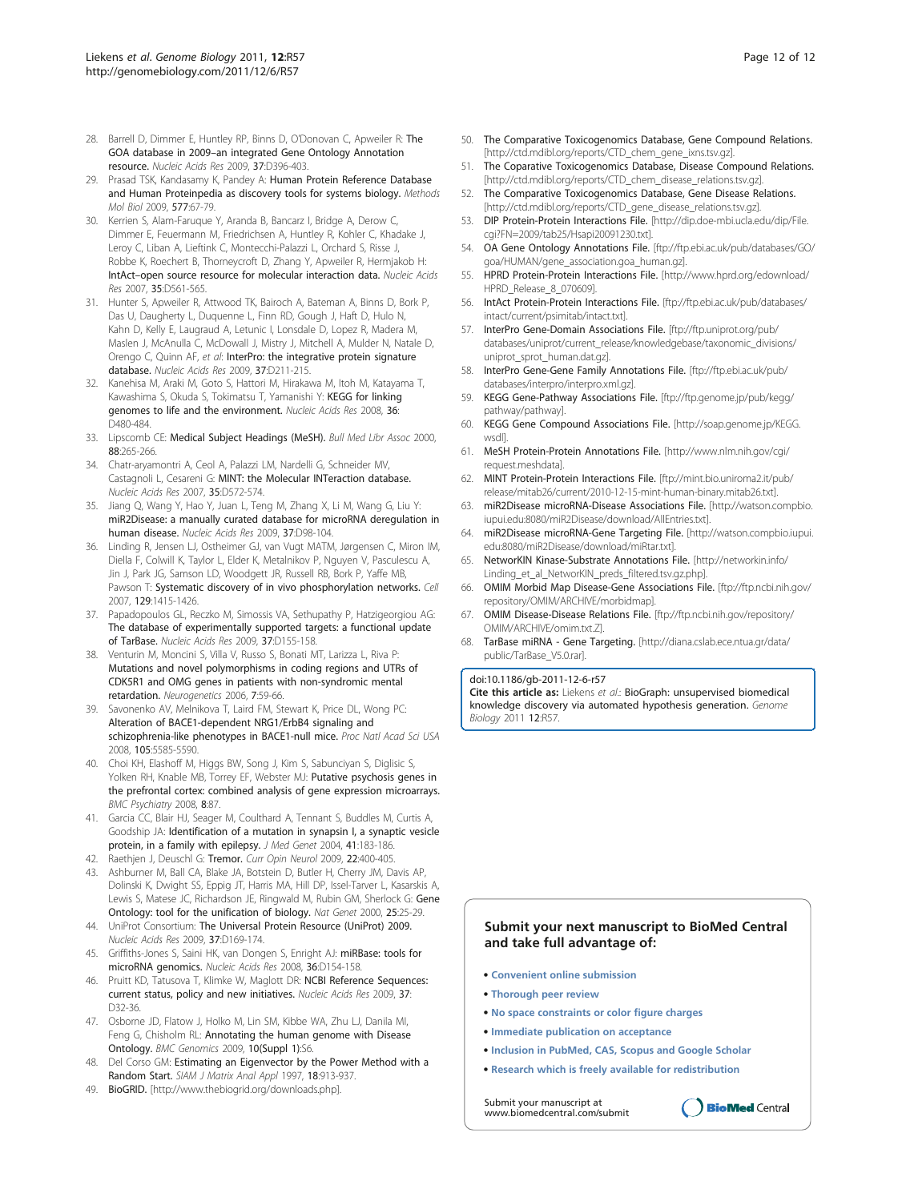28. Barrell D, Dimmer E, Huntley RP, Binns D, O'Donovan C, Apweiler R: **The GOA database in 2009–an integrated Gene Ontology Annotation resource.** *Nucleic Acids Res* 2009, **37**:D396-403.
29. Prasad TSK, Kandasamy K, Pandey A: **Human Protein Reference Database and Human Proteinpedia as discovery tools for systems biology.** *Methods Mol Biol* 2009, **577**:67-79.
30. Kerrien S, Alam-Faruque Y, Aranda B, Bancarz I, Bridge A, Derow C, Dimmer E, Feuermann M, Friedrichsen A, Huntley R, Kohler C, Khadake J, Leroy C, Liban A, Lieftink C, Montecchi-Palazzi L, Orchard S, Risse J, Robbe K, Roechert B, Thorneycroft D, Zhang Y, Apweiler R, Hermjakob H: **IntAct–open source resource for molecular interaction data.** *Nucleic Acids Res* 2007, **35**:D561-565.
31. Hunter S, Apweiler R, Attwood TK, Bairoch A, Bateman A, Binns D, Bork P, Das U, Daugherty L, Duquenne L, Finn RD, Gough J, Haft D, Hulo N, Kahn D, Kelly E, Laugraud A, Letunic I, Lonsdale D, Lopez R, Madera M, Maslen J, McAnulla C, McDowall J, Mistry J, Mitchell A, Mulder N, Natale D, Orengo C, Quinn AF, *et al*: **InterPro: the integrative protein signature database.** *Nucleic Acids Res* 2009, **37**:D211-215.
32. Kanehisa M, Araki M, Goto S, Hattori M, Hirakawa M, Itoh M, Katayama T, Kawashima S, Okuda S, Tokimatsu T, Yamanishi Y: **KEGG for linking genomes to life and the environment.** *Nucleic Acids Res* 2008, **36**:D480-484.
33. Lipscomb CE: **Medical Subject Headings (MeSH).** *Bull Med Libr Assoc* 2000, **88**:265-266.
34. Chatr-aryamontri A, Ceol A, Palazzi LM, Nardelli G, Schneider MV, Castagnoli L, Cesareni G: **MINT: the Molecular INTeraction database.** *Nucleic Acids Res* 2007, **35**:D572-574.
35. Jiang Q, Wang Y, Hao Y, Juan L, Teng M, Zhang X, Li M, Wang G, Liu Y: **miR2Disease: a manually curated database for microRNA deregulation in human disease.** *Nucleic Acids Res* 2009, **37**:D98-104.
36. Linding R, Jensen LJ, Ostheimer GJ, van Vugt MATM, Jørgensen C, Miron IM, Diella F, Colwill K, Taylor L, Elder K, Metalnikov P, Nguyen V, Pasculescu A, Jin J, Park JG, Samson LD, Woodgett JR, Russell RB, Bork P, Yaffe MB, Pawson T: **Systematic discovery of in vivo phosphorylation networks.** *Cell* 2007, **129**:1415-1426.
37. Papadopoulos GL, Reczko M, Simossis VA, Sethupathy P, Hatzigeorgiou AG: **The database of experimentally supported targets: a functional update of TarBase.** *Nucleic Acids Res* 2009, **37**:D155-158.
38. Venturin M, Moncini S, Villa V, Russo S, Bonati MT, Larizza L, Riva P: **Mutations and novel polymorphisms in coding regions and UTRs of CDK5R1 and OMG genes in patients with non-syndromic mental retardation.** *Neurogenetics* 2006, **7**:59-66.
39. Savonenko AV, Melnikova T, Laird FM, Stewart K, Price DL, Wong PC: **Alteration of BACE1-dependent NRG1/ErbB4 signaling and schizophrenia-like phenotypes in BACE1-null mice.** *Proc Natl Acad Sci USA* 2008, **105**:5585-5590.
40. Choi KH, Elashoff M, Higgs BW, Song J, Kim S, Sabunciyan S, Diglisic S, Yolken RH, Knable MB, Torrey EF, Webster MJ: **Putative psychosis genes in the prefrontal cortex: combined analysis of gene expression microarrays.** *BMC Psychiatry* 2008, **8**:87.
41. Garcia CC, Blair HJ, Seager M, Coulthard A, Tennant S, Buddles M, Curtis A, Goodship JA: **Identification of a mutation in synapsin I, a synaptic vesicle protein, in a family with epilepsy.** *J Med Genet* 2004, **41**:183-186.
42. Raethjen J, Deuschl G: **Tremor.** *Curr Opin Neurol* 2009, **22**:400-405.
43. Ashburner M, Ball CA, Blake JA, Botstein D, Butler H, Cherry JM, Davis AP, Dolinski K, Dwight SS, Eppig JT, Harris MA, Hill DP, Issel-Tarver L, Kasarskis A, Lewis S, Matese JC, Richardson JE, Ringwald M, Rubin GM, Sherlock G: **Gene Ontology: tool for the unification of biology.** *Nat Genet* 2000, **25**:25-29.
44. UniProt Consortium: **The Universal Protein Resource (UniProt) 2009.** *Nucleic Acids Res* 2009, **37**:D169-174.
45. Griffiths-Jones S, Saini HK, van Dongen S, Enright AJ: **miRBase: tools for microRNA genomics.** *Nucleic Acids Res* 2008, **36**:D154-158.
46. Pruitt KD, Tatusova T, Klimke W, Maglott DR: **NCBI Reference Sequences: current status, policy and new initiatives.** *Nucleic Acids Res* 2009, **37**:D32-36.
47. Osborne JD, Flatow J, Holko M, Lin SM, Kibbe WA, Zhu LJ, Danila MI, Feng G, Chisholm RL: **Annotating the human genome with Disease Ontology.** *BMC Genomics* 2009, 10(Suppl 1):S6.
48. Del Corso GM: **Estimating an Eigenvector by the Power Method with a Random Start.** *SIAM J Matrix Anal Appl* 1997, **18**:913-937.
49. **BioGRID.** [http://www.thebiogrid.org/downloads.php].
50. **The Comparative Toxicogenomics Database, Gene Compound Relations.** [http://ctd.mdibl.org/reports/CTD_chem_gene_ixns.tsv.gz].
51. **The Coparative Toxicogenomics Database, Disease Compound Relations.** [http://ctd.mdibl.org/reports/CTD_chem_disease_relations.tsv.gz].
52. **The Comparative Toxicogenomics Database, Gene Disease Relations.** [http://ctd.mdibl.org/reports/CTD_gene_disease_relations.tsv.gz].
53. **DIP Protein-Protein Interactions File.** [http://dip.doe-mbi.ucla.edu/dip/File.cgi?FN=2009/tab25/Hsapi20091230.txt].
54. **OA Gene Ontology Annotations File.** [ftp://ftp.ebi.ac.uk/pub/databases/GO/goa/HUMAN/gene_association.goa_human.gz].
55. **HPRD Protein-Protein Interactions File.** [http://www.hprd.org/edownload/HPRD_Release_8_070609].
56. **IntAct Protein-Protein Interactions File.** [ftp://ftp.ebi.ac.uk/pub/databases/intact/current/psimitab/intact.txt].
57. **InterPro Gene-Domain Associations File.** [ftp://ftp.uniprot.org/pub/databases/uniprot/current_release/knowledgebase/taxonomic_divisions/uniprot_sprot_human.dat.gz].
58. **InterPro Gene-Gene Family Annotations File.** [ftp://ftp.ebi.ac.uk/pub/databases/interpro/interpro.xml.gz].
59. **KEGG Gene-Pathway Associations File.** [ftp://ftp.genome.jp/pub/kegg/pathway/pathway].
60. **KEGG Gene Compound Associations File.** [http://soap.genome.jp/KEGG.wsdl].
61. **MeSH Protein-Protein Annotations File.** [http://www.nlm.nih.gov/cgi/request.meshdata].
62. **MINT Protein-Protein Interactions File.** [ftp://mint.bio.uniroma2.it/pub/release/mitab26/current/2010-12-15-mint-human-binary.mitab26.txt].
63. **miR2Disease microRNA-Disease Associations File.** [http://watson.compbio.iupui.edu:8080/miR2Disease/download/AllEntries.txt].
64. **miR2Disease microRNA-Gene Targeting File.** [http://watson.compbio.iupui.edu:8080/miR2Disease/download/miRtar.txt].
65. **NetworKIN Kinase-Substrate Annotations File.** [http://networkin.info/Linding_et_al_NetworKIN_preds_filtered.tsv.gz.php].
66. **OMIM Morbid Map Disease-Gene Associations File.** [ftp://ftp.ncbi.nih.gov/repository/OMIM/ARCHIVE/morbidmap].
67. **OMIM Disease-Disease Relations File.** [ftp://ftp.ncbi.nih.gov/repository/OMIM/ARCHIVE/omim.txt.Z].
68. **TarBase miRNA - Gene Targeting.** [http://diana.cslab.ece.ntua.gr/data/public/TarBase_V5.0.rar].

doi:10.1186/gb-2011-12-6-r57

**Cite this article as:** Liekens *et al.*: BioGraph: unsupervised biomedical knowledge discovery via automated hypothesis generation. *Genome Biology* 2011 **12**:R57.

**Submit your next manuscript to BioMed Central and take full advantage of:**

- Convenient online submission
- Thorough peer review
- No space constraints or color figure charges
- Immediate publication on acceptance
- Inclusion in PubMed, CAS, Scopus and Google Scholar
- Research which is freely available for redistribution

Submit your manuscript at
www.biomedcentral.com/submit

BioMed Central